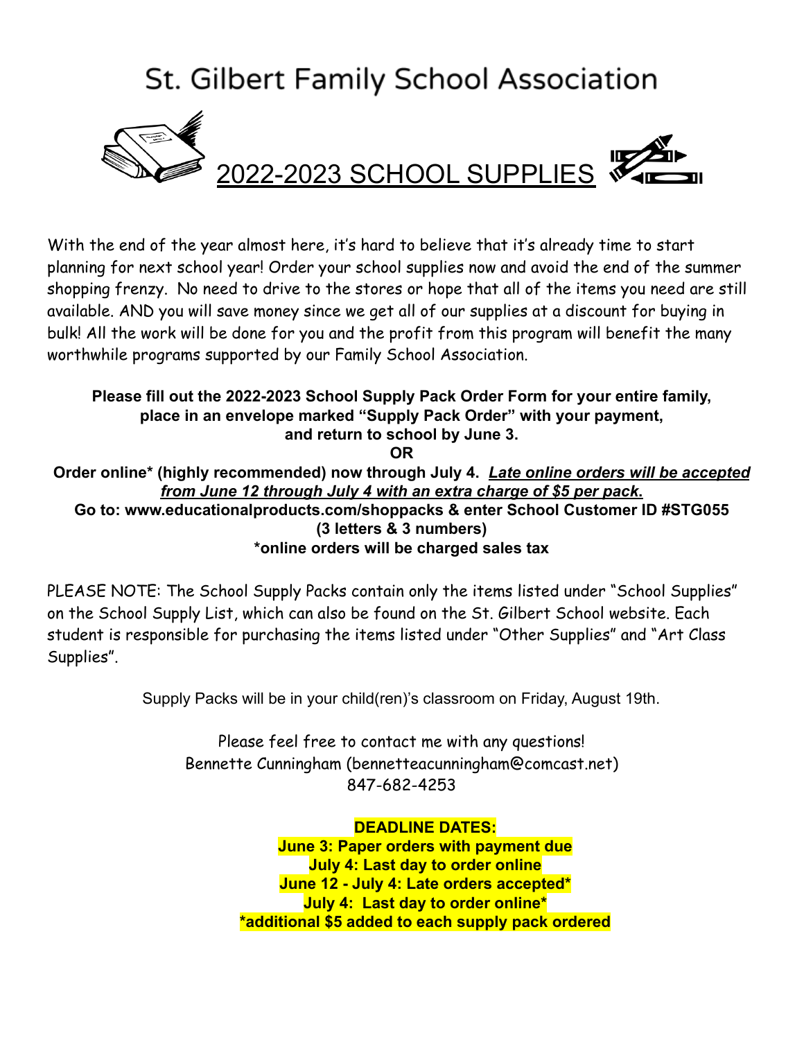# St. Gilbert Family School Association

## 2022-2023 SCHOOL SUPPLIES

With the end of the year almost here, it's hard to believe that it's already time to start planning for next school year! Order your school supplies now and avoid the end of the summer shopping frenzy. No need to drive to the stores or hope that all of the items you need are still available. AND you will save money since we get all of our supplies at a discount for buying in bulk! All the work will be done for you and the profit from this program will benefit the many worthwhile programs supported by our Family School Association.

**Please fill out the 2022-2023 School Supply Pack Order Form for your entire family, place in an envelope marked "Supply Pack Order" with your payment, and return to school by June 3.**

**OR**

**Order online* (highly recommended) now through July 4.** ***Late online orders will be accepted from June 12 through July 4 with an extra charge of $5 per pack.***

**Go to: www.educationalproducts.com/shoppacks & enter School Customer ID #STG055 (3 letters & 3 numbers)**

***online orders will be charged sales tax**

PLEASE NOTE: The School Supply Packs contain only the items listed under "School Supplies" on the School Supply List, which can also be found on the St. Gilbert School website. Each student is responsible for purchasing the items listed under "Other Supplies" and "Art Class Supplies".

Supply Packs will be in your child(ren)'s classroom on Friday, August 19th.

Please feel free to contact me with any questions!
Bennette Cunningham (bennetteacunningham@comcast.net)
847-682-4253

**DEADLINE DATES:**
**June 3: Paper orders with payment due**
**July 4: Last day to order online**
**June 12 - July 4: Late orders accepted***
**July 4: Last day to order online***
***additional $5 added to each supply pack ordered**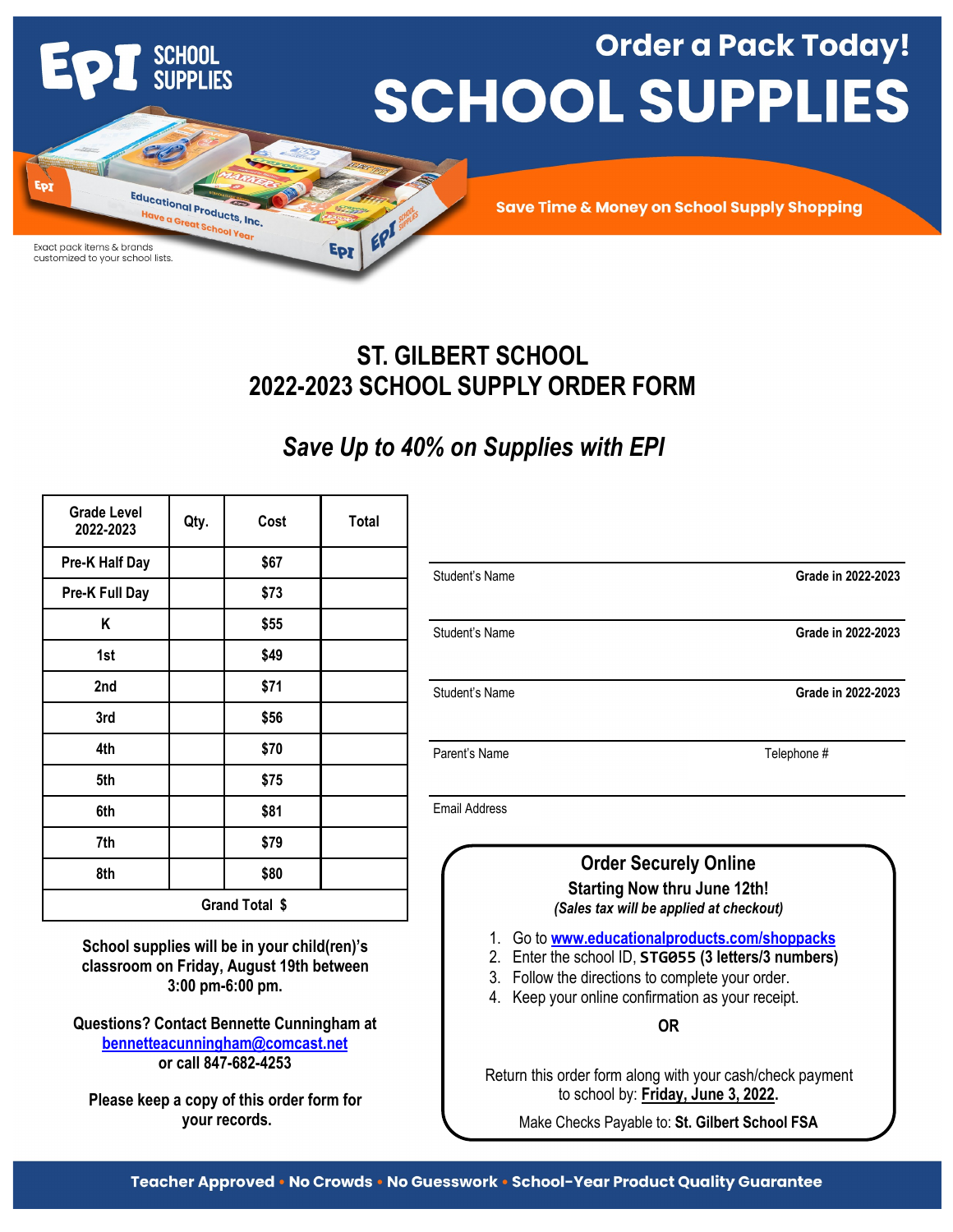EPI SCHOOL SUPPLIES

Order a Pack Today!

# SCHOOL SUPPLIES

Save Time & Money on School Supply Shopping

Exact pack items & brands customized to your school lists.

## ST. GILBERT SCHOOL
## 2022-2023 SCHOOL SUPPLY ORDER FORM

### *Save Up to 40% on Supplies with EPI*

| Grade Level 2022-2023 | Qty. | Cost | Total |
|---|---|---|---|
| Pre-K Half Day | | $67 | |
| Pre-K Full Day | | $73 | |
| K | | $55 | |
| 1st | | $49 | |
| 2nd | | $71 | |
| 3rd | | $56 | |
| 4th | | $70 | |
| 5th | | $75 | |
| 6th | | $81 | |
| 7th | | $79 | |
| 8th | | $80 | |
| Grand Total $ | | | |

Student's Name ____________________ **Grade in 2022-2023**

Student's Name ____________________ **Grade in 2022-2023**

Student's Name ____________________ **Grade in 2022-2023**

Parent's Name ____________________ Telephone #

Email Address ____________________

**School supplies will be in your child(ren)'s classroom on Friday, August 19th between 3:00 pm-6:00 pm.**

**Questions? Contact Bennette Cunningham at bennetteacunningham@comcast.net or call 847-682-4253**

**Please keep a copy of this order form for your records.**

**Order Securely Online**

**Starting Now thru June 12th!**

***(Sales tax will be applied at checkout)***

1. Go to **www.educationalproducts.com/shoppacks**
2. Enter the school ID, **STG055 (3 letters/3 numbers)**
3. Follow the directions to complete your order.
4. Keep your online confirmation as your receipt.

**OR**

Return this order form along with your cash/check payment to school by: **Friday, June 3, 2022**.

Make Checks Payable to: **St. Gilbert School FSA**

**Teacher Approved • No Crowds • No Guesswork • School-Year Product Quality Guarantee**